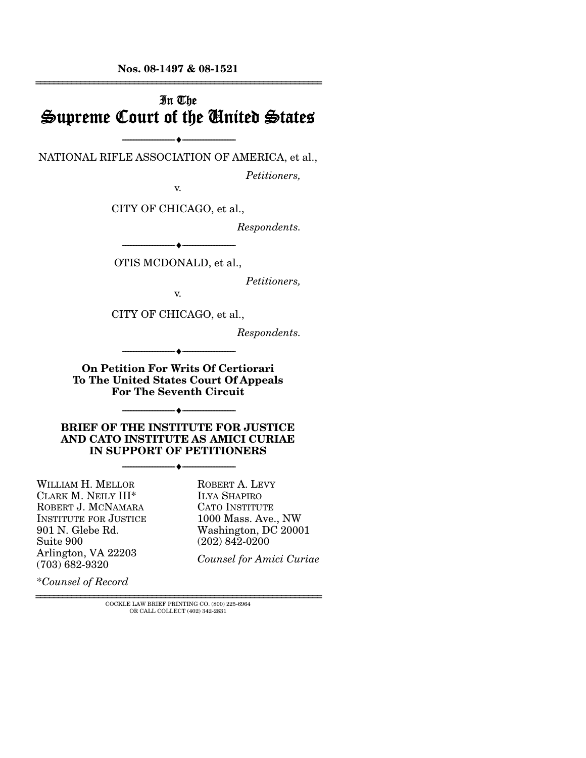**Nos. 08-1497 & 08-1521**

---

# In The Supreme Court of the United States

---

NATIONAL RIFLE ASSOCIATION OF AMERICA, et al.,

*Petitioners,*

v.

CITY OF CHICAGO, et al.,

*Respondents.*

---

OTIS MCDONALD, et al.,

*Petitioners,*

v.

CITY OF CHICAGO, et al.,

*Respondents.*

---

**On Petition For Writs Of Certiorari To The United States Court Of Appeals For The Seventh Circuit**

---

**BRIEF OF THE INSTITUTE FOR JUSTICE AND CATO INSTITUTE AS AMICI CURIAE IN SUPPORT OF PETITIONERS**

---

WILLIAM H. MELLOR
CLARK M. NEILY III*
ROBERT J. MCNAMARA
INSTITUTE FOR JUSTICE
901 N. Glebe Rd.
Suite 900
Arlington, VA 22203
(703) 682-9320

*\*Counsel of Record*

ROBERT A. LEVY
ILYA SHAPIRO
CATO INSTITUTE
1000 Mass. Ave., NW
Washington, DC 20001
(202) 842-0200

*Counsel for Amici Curiae*

---

COCKLE LAW BRIEF PRINTING CO. (800) 225-6964
OR CALL COLLECT (402) 342-2831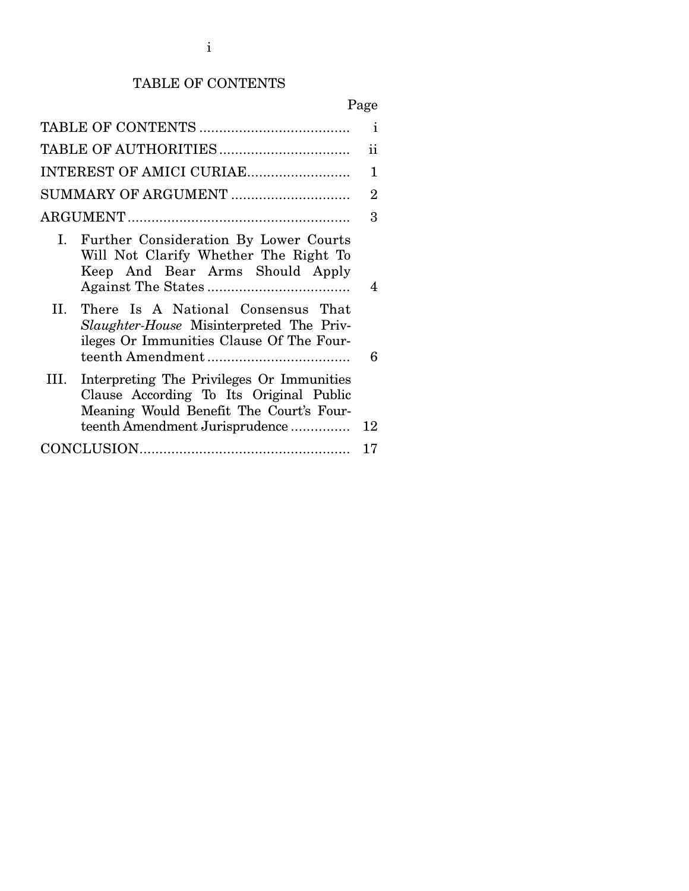# TABLE OF CONTENTS

| | Page |
|---|---|
| TABLE OF CONTENTS | i |
| TABLE OF AUTHORITIES | ii |
| INTEREST OF AMICI CURIAE | 1 |
| SUMMARY OF ARGUMENT | 2 |
| ARGUMENT | 3 |
| I. Further Consideration By Lower Courts Will Not Clarify Whether The Right To Keep And Bear Arms Should Apply Against The States | 4 |
| II. There Is A National Consensus That *Slaughter-House* Misinterpreted The Privileges Or Immunities Clause Of The Fourteenth Amendment | 6 |
| III. Interpreting The Privileges Or Immunities Clause According To Its Original Public Meaning Would Benefit The Court's Fourteenth Amendment Jurisprudence | 12 |
| CONCLUSION | 17 |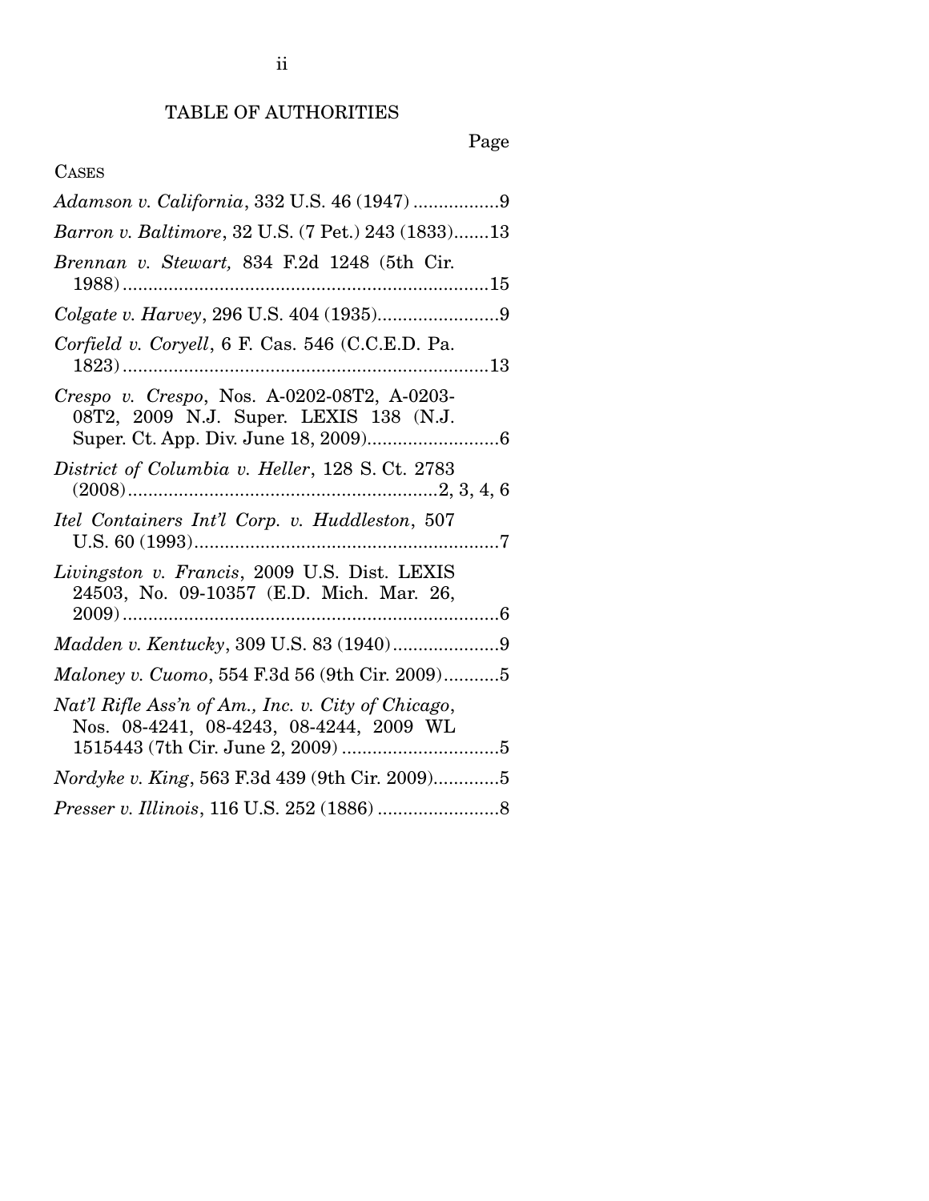# TABLE OF AUTHORITIES

Page

CASES

*Adamson v. California*, 332 U.S. 46 (1947) .................9

*Barron v. Baltimore*, 32 U.S. (7 Pet.) 243 (1833).......13

*Brennan v. Stewart,* 834 F.2d 1248 (5th Cir. 1988).........................................................................15

*Colgate v. Harvey*, 296 U.S. 404 (1935).......................9

*Corfield v. Coryell*, 6 F. Cas. 546 (C.C.E.D. Pa. 1823).........................................................................13

*Crespo v. Crespo*, Nos. A-0202-08T2, A-0203-08T2, 2009 N.J. Super. LEXIS 138 (N.J. Super. Ct. App. Div. June 18, 2009)..........................6

*District of Columbia v. Heller*, 128 S. Ct. 2783 (2008).............................................................2, 3, 4, 6

*Itel Containers Int'l Corp. v. Huddleston*, 507 U.S. 60 (1993).............................................................7

*Livingston v. Francis*, 2009 U.S. Dist. LEXIS 24503, No. 09-10357 (E.D. Mich. Mar. 26, 2009).........................................................................6

*Madden v. Kentucky*, 309 U.S. 83 (1940)....................9

*Maloney v. Cuomo*, 554 F.3d 56 (9th Cir. 2009)...........5

*Nat'l Rifle Ass'n of Am., Inc. v. City of Chicago*, Nos. 08-4241, 08-4243, 08-4244, 2009 WL 1515443 (7th Cir. June 2, 2009) ...............................5

*Nordyke v. King*, 563 F.3d 439 (9th Cir. 2009).............5

*Presser v. Illinois*, 116 U.S. 252 (1886) ........................8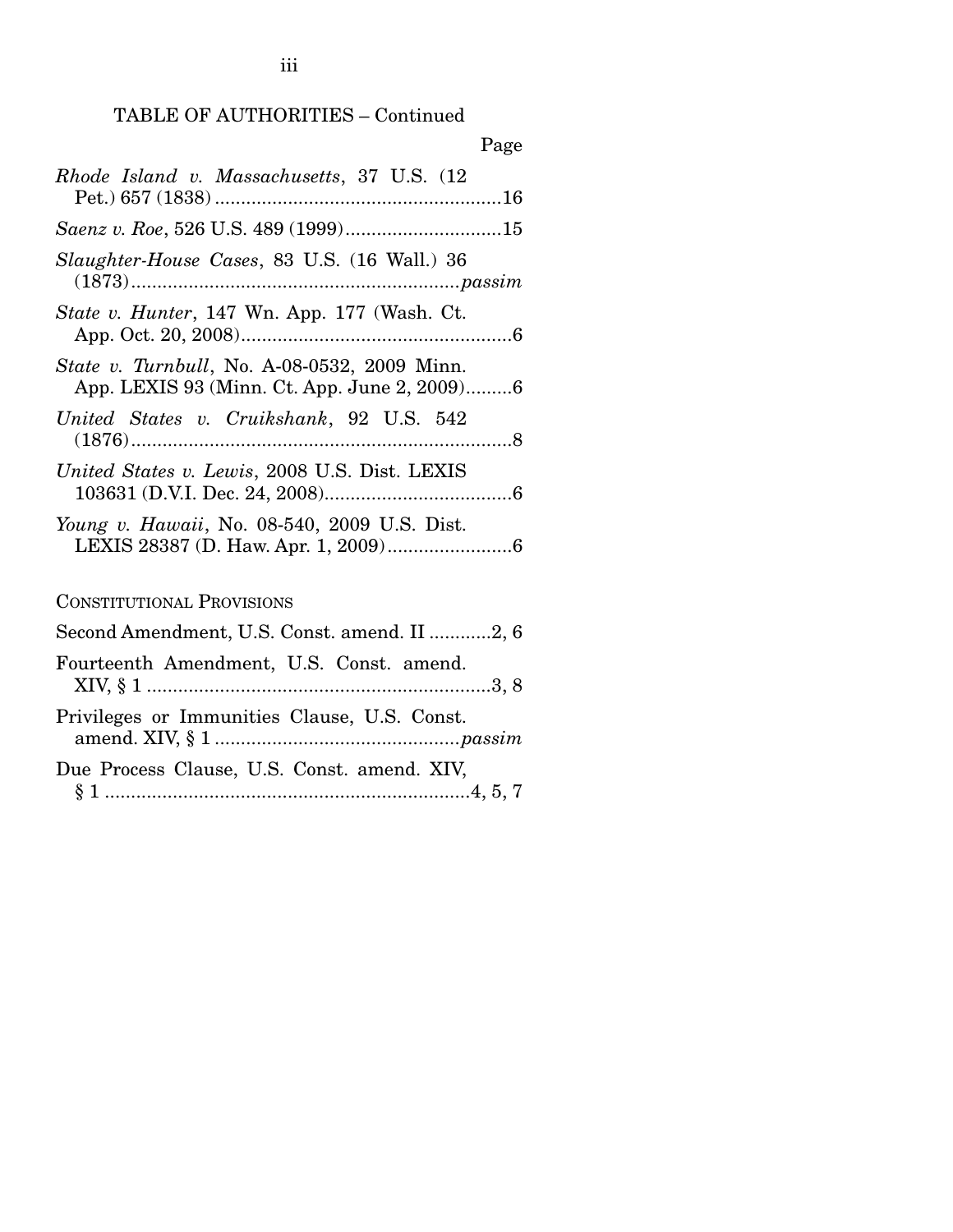TABLE OF AUTHORITIES – Continued

Page

*Rhode Island v. Massachusetts*, 37 U.S. (12 Pet.) 657 (1838) ....................................................16

*Saenz v. Roe*, 526 U.S. 489 (1999)..............................15

*Slaughter-House Cases*, 83 U.S. (16 Wall.) 36 (1873)................................................................*passim*

*State v. Hunter*, 147 Wn. App. 177 (Wash. Ct. App. Oct. 20, 2008)....................................................6

*State v. Turnbull*, No. A-08-0532, 2009 Minn. App. LEXIS 93 (Minn. Ct. App. June 2, 2009).........6

*United States v. Cruikshank*, 92 U.S. 542 (1876)..........................................................................8

*United States v. Lewis*, 2008 U.S. Dist. LEXIS 103631 (D.V.I. Dec. 24, 2008)....................................6

*Young v. Hawaii*, No. 08-540, 2009 U.S. Dist. LEXIS 28387 (D. Haw. Apr. 1, 2009)........................6

CONSTITUTIONAL PROVISIONS

Second Amendment, U.S. Const. amend. II ............2, 6

Fourteenth Amendment, U.S. Const. amend. XIV, § 1 ..................................................................3, 8

Privileges or Immunities Clause, U.S. Const. amend. XIV, § 1 ...............................................*passim*

Due Process Clause, U.S. Const. amend. XIV, § 1 ......................................................................4, 5, 7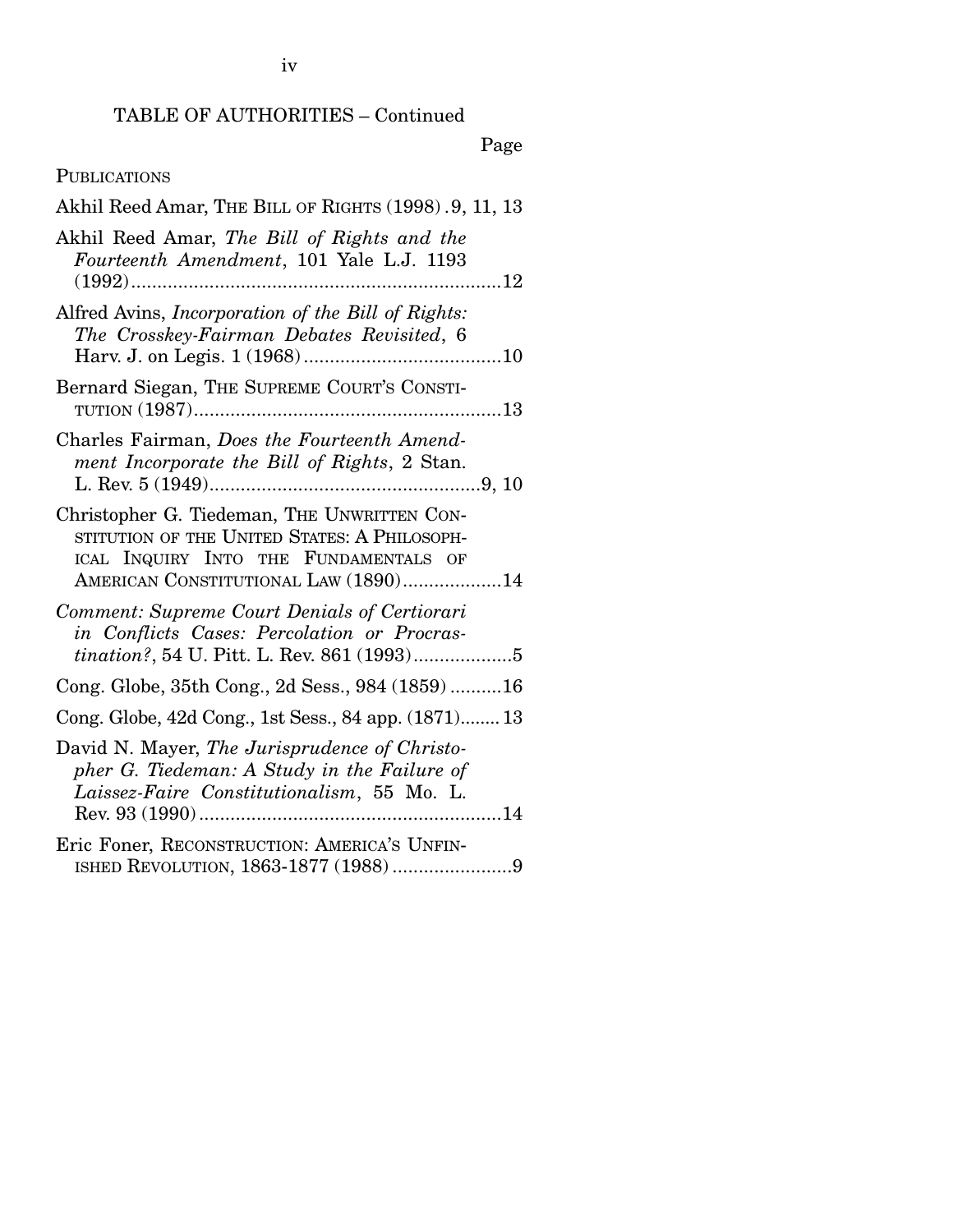TABLE OF AUTHORITIES – Continued

Page

PUBLICATIONS

Akhil Reed Amar, THE BILL OF RIGHTS (1998) . 9, 11, 13

Akhil Reed Amar, *The Bill of Rights and the Fourteenth Amendment*, 101 Yale L.J. 1193 (1992) ....................................................................... 12

Alfred Avins, *Incorporation of the Bill of Rights: The Crosskey-Fairman Debates Revisited*, 6 Harv. J. on Legis. 1 (1968) ...................................... 10

Bernard Siegan, THE SUPREME COURT'S CONSTITUTION (1987) ........................................................... 13

Charles Fairman, *Does the Fourteenth Amendment Incorporate the Bill of Rights*, 2 Stan. L. Rev. 5 (1949) .................................................... 9, 10

Christopher G. Tiedeman, THE UNWRITTEN CONSTITUTION OF THE UNITED STATES: A PHILOSOPHICAL INQUIRY INTO THE FUNDAMENTALS OF AMERICAN CONSTITUTIONAL LAW (1890) ................... 14

*Comment: Supreme Court Denials of Certiorari in Conflicts Cases: Percolation or Procrastination?*, 54 U. Pitt. L. Rev. 861 (1993) ................... 5

Cong. Globe, 35th Cong., 2d Sess., 984 (1859) .......... 16

Cong. Globe, 42d Cong., 1st Sess., 84 app. (1871) ........ 13

David N. Mayer, *The Jurisprudence of Christopher G. Tiedeman: A Study in the Failure of Laissez-Faire Constitutionalism*, 55 Mo. L. Rev. 93 (1990) .......................................................... 14

Eric Foner, RECONSTRUCTION: AMERICA'S UNFINISHED REVOLUTION, 1863-1877 (1988) ....................... 9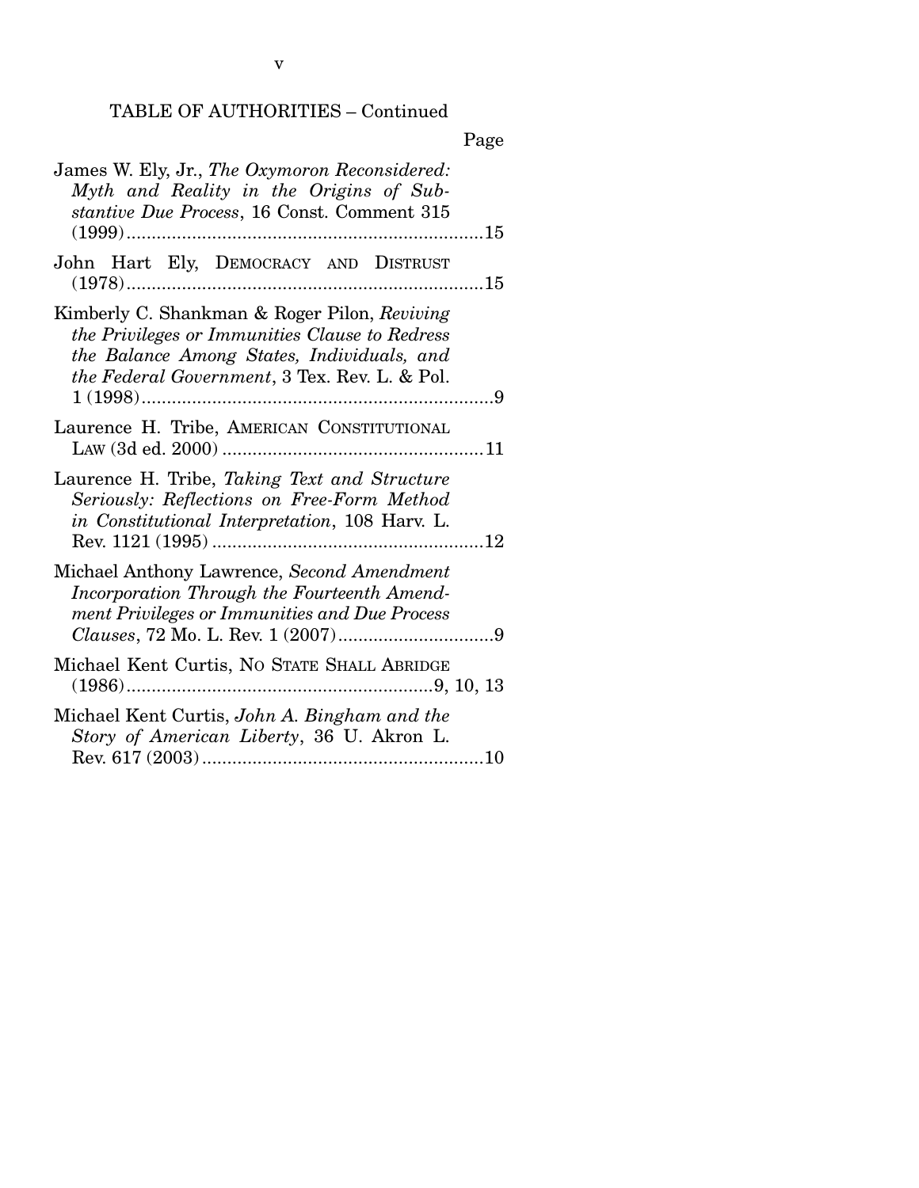TABLE OF AUTHORITIES – Continued

Page

James W. Ely, Jr., *The Oxymoron Reconsidered: Myth and Reality in the Origins of Substantive Due Process*, 16 Const. Comment 315 (1999)....................................................................15

John Hart Ely, DEMOCRACY AND DISTRUST (1978)....................................................................15

Kimberly C. Shankman & Roger Pilon, *Reviving the Privileges or Immunities Clause to Redress the Balance Among States, Individuals, and the Federal Government*, 3 Tex. Rev. L. & Pol. 1 (1998)....................................................................9

Laurence H. Tribe, AMERICAN CONSTITUTIONAL LAW (3d ed. 2000) ....................................................11

Laurence H. Tribe, *Taking Text and Structure Seriously: Reflections on Free-Form Method in Constitutional Interpretation*, 108 Harv. L. Rev. 1121 (1995) ......................................................12

Michael Anthony Lawrence, *Second Amendment Incorporation Through the Fourteenth Amendment Privileges or Immunities and Due Process Clauses*, 72 Mo. L. Rev. 1 (2007)...............................9

Michael Kent Curtis, NO STATE SHALL ABRIDGE (1986)............................................................9, 10, 13

Michael Kent Curtis, *John A. Bingham and the Story of American Liberty*, 36 U. Akron L. Rev. 617 (2003)........................................................10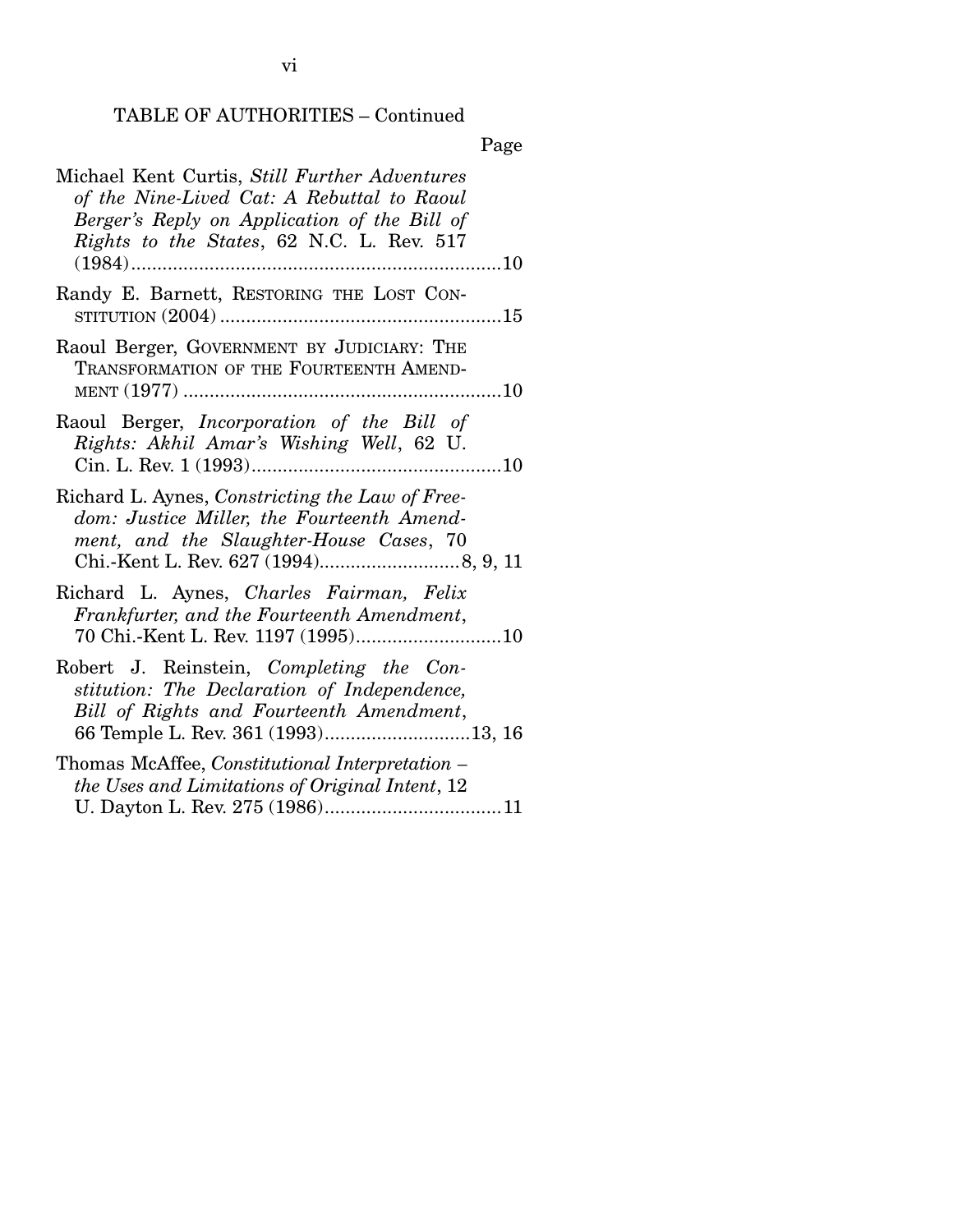TABLE OF AUTHORITIES – Continued

Page

Michael Kent Curtis, *Still Further Adventures of the Nine-Lived Cat: A Rebuttal to Raoul Berger's Reply on Application of the Bill of Rights to the States*, 62 N.C. L. Rev. 517 (1984)........................................................................10

Randy E. Barnett, RESTORING THE LOST CONSTITUTION (2004)........................................................15

Raoul Berger, GOVERNMENT BY JUDICIARY: THE TRANSFORMATION OF THE FOURTEENTH AMENDMENT (1977)..............................................................10

Raoul Berger, *Incorporation of the Bill of Rights: Akhil Amar's Wishing Well*, 62 U. Cin. L. Rev. 1 (1993)..................................................10

Richard L. Aynes, *Constricting the Law of Freedom: Justice Miller, the Fourteenth Amendment, and the Slaughter-House Cases*, 70 Chi.-Kent L. Rev. 627 (1994)...........................8, 9, 11

Richard L. Aynes, *Charles Fairman, Felix Frankfurter, and the Fourteenth Amendment*, 70 Chi.-Kent L. Rev. 1197 (1995)............................10

Robert J. Reinstein, *Completing the Constitution: The Declaration of Independence, Bill of Rights and Fourteenth Amendment*, 66 Temple L. Rev. 361 (1993)............................13, 16

Thomas McAffee, *Constitutional Interpretation – the Uses and Limitations of Original Intent*, 12 U. Dayton L. Rev. 275 (1986)..................................11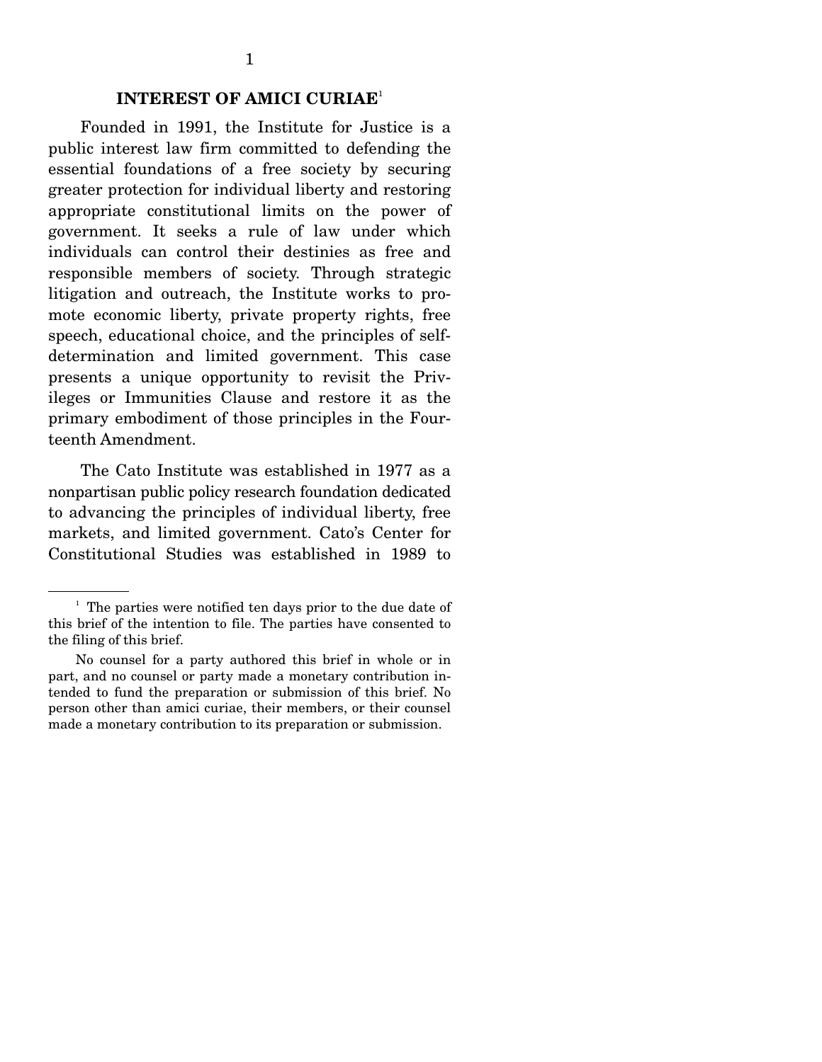## INTEREST OF AMICI CURIAE[1]

Founded in 1991, the Institute for Justice is a public interest law firm committed to defending the essential foundations of a free society by securing greater protection for individual liberty and restoring appropriate constitutional limits on the power of government. It seeks a rule of law under which individuals can control their destinies as free and responsible members of society. Through strategic litigation and outreach, the Institute works to promote economic liberty, private property rights, free speech, educational choice, and the principles of self-determination and limited government. This case presents a unique opportunity to revisit the Privileges or Immunities Clause and restore it as the primary embodiment of those principles in the Fourteenth Amendment.

The Cato Institute was established in 1977 as a nonpartisan public policy research foundation dedicated to advancing the principles of individual liberty, free markets, and limited government. Cato's Center for Constitutional Studies was established in 1989 to

---

[1] The parties were notified ten days prior to the due date of this brief of the intention to file. The parties have consented to the filing of this brief.

No counsel for a party authored this brief in whole or in part, and no counsel or party made a monetary contribution intended to fund the preparation or submission of this brief. No person other than amici curiae, their members, or their counsel made a monetary contribution to its preparation or submission.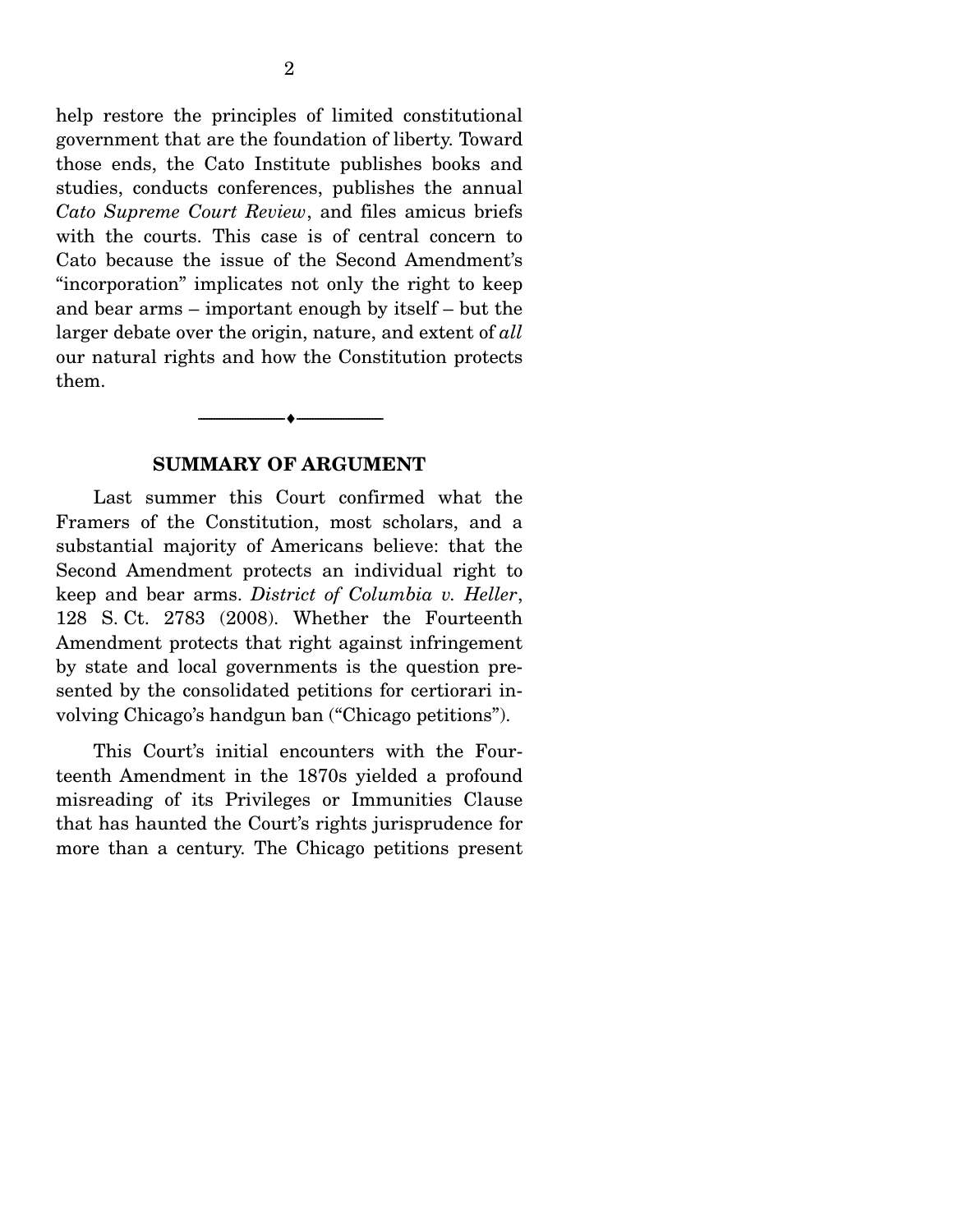help restore the principles of limited constitutional government that are the foundation of liberty. Toward those ends, the Cato Institute publishes books and studies, conducts conferences, publishes the annual *Cato Supreme Court Review*, and files amicus briefs with the courts. This case is of central concern to Cato because the issue of the Second Amendment's "incorporation" implicates not only the right to keep and bear arms – important enough by itself – but the larger debate over the origin, nature, and extent of *all* our natural rights and how the Constitution protects them.

---

## SUMMARY OF ARGUMENT

Last summer this Court confirmed what the Framers of the Constitution, most scholars, and a substantial majority of Americans believe: that the Second Amendment protects an individual right to keep and bear arms. *District of Columbia v. Heller*, 128 S. Ct. 2783 (2008). Whether the Fourteenth Amendment protects that right against infringement by state and local governments is the question presented by the consolidated petitions for certiorari involving Chicago's handgun ban ("Chicago petitions").

This Court's initial encounters with the Fourteenth Amendment in the 1870s yielded a profound misreading of its Privileges or Immunities Clause that has haunted the Court's rights jurisprudence for more than a century. The Chicago petitions present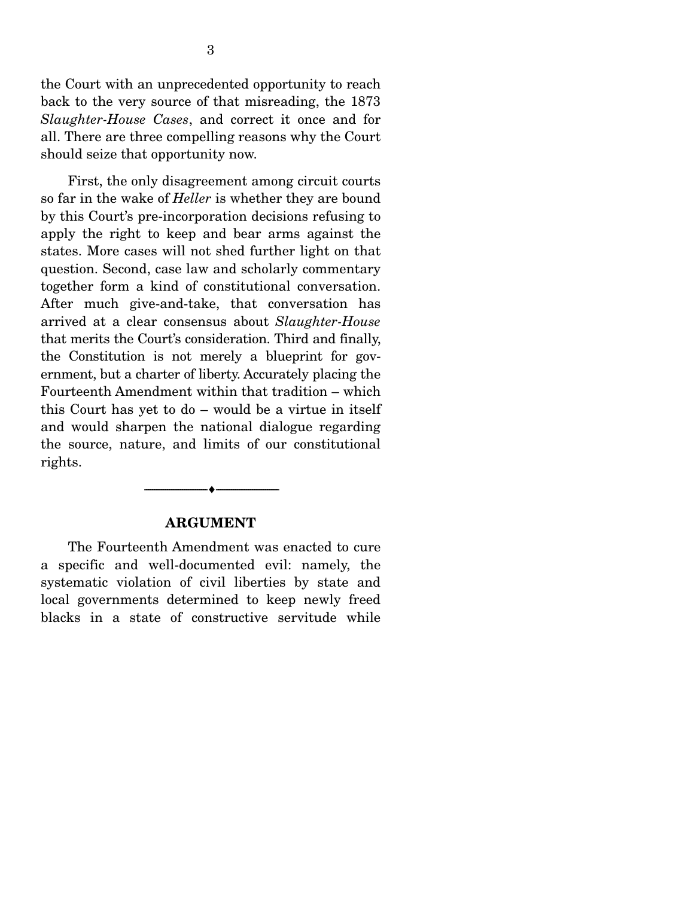the Court with an unprecedented opportunity to reach back to the very source of that misreading, the 1873 *Slaughter-House Cases*, and correct it once and for all. There are three compelling reasons why the Court should seize that opportunity now.

First, the only disagreement among circuit courts so far in the wake of *Heller* is whether they are bound by this Court's pre-incorporation decisions refusing to apply the right to keep and bear arms against the states. More cases will not shed further light on that question. Second, case law and scholarly commentary together form a kind of constitutional conversation. After much give-and-take, that conversation has arrived at a clear consensus about *Slaughter-House* that merits the Court's consideration. Third and finally, the Constitution is not merely a blueprint for government, but a charter of liberty. Accurately placing the Fourteenth Amendment within that tradition – which this Court has yet to do – would be a virtue in itself and would sharpen the national dialogue regarding the source, nature, and limits of our constitutional rights.

---

## ARGUMENT

The Fourteenth Amendment was enacted to cure a specific and well-documented evil: namely, the systematic violation of civil liberties by state and local governments determined to keep newly freed blacks in a state of constructive servitude while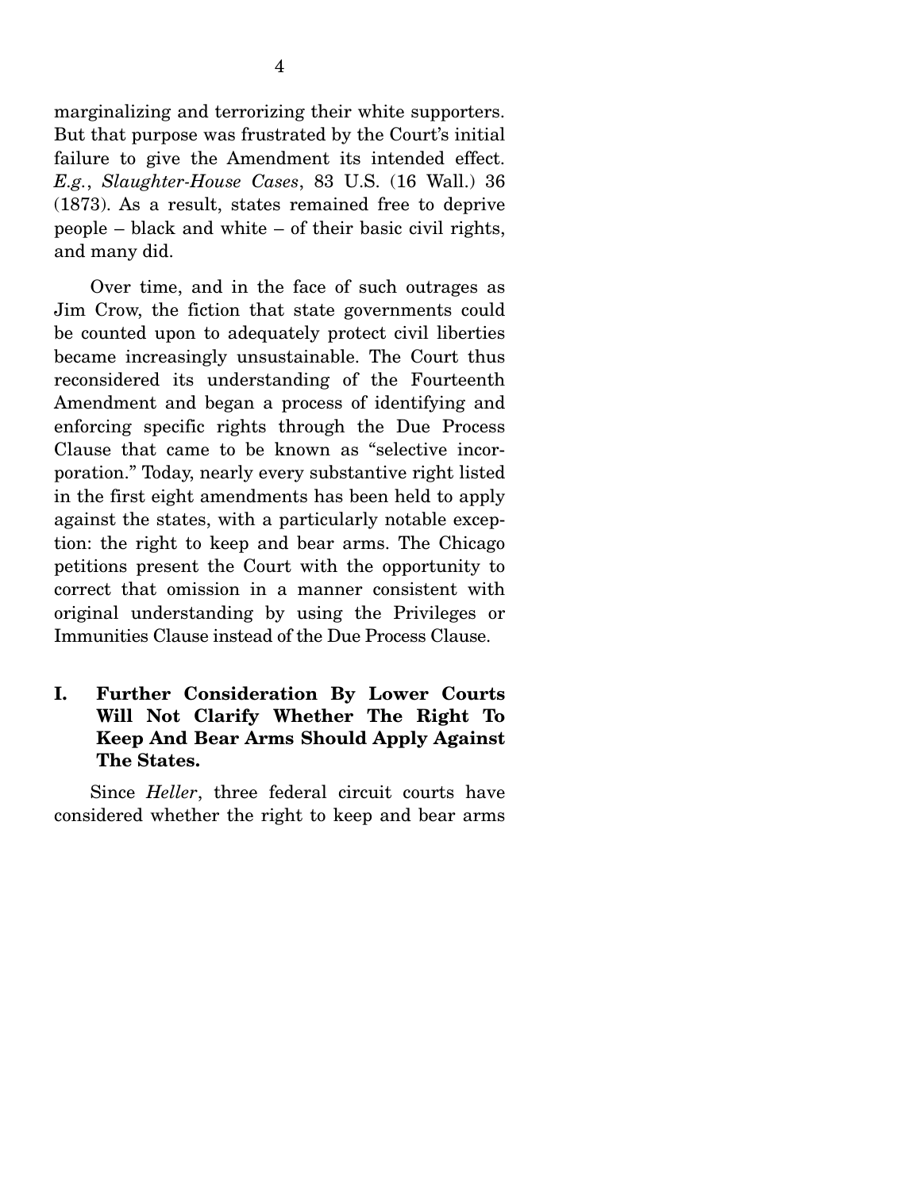marginalizing and terrorizing their white supporters. But that purpose was frustrated by the Court's initial failure to give the Amendment its intended effect. *E.g.*, *Slaughter-House Cases*, 83 U.S. (16 Wall.) 36 (1873). As a result, states remained free to deprive people – black and white – of their basic civil rights, and many did.

Over time, and in the face of such outrages as Jim Crow, the fiction that state governments could be counted upon to adequately protect civil liberties became increasingly unsustainable. The Court thus reconsidered its understanding of the Fourteenth Amendment and began a process of identifying and enforcing specific rights through the Due Process Clause that came to be known as "selective incorporation." Today, nearly every substantive right listed in the first eight amendments has been held to apply against the states, with a particularly notable exception: the right to keep and bear arms. The Chicago petitions present the Court with the opportunity to correct that omission in a manner consistent with original understanding by using the Privileges or Immunities Clause instead of the Due Process Clause.

## I. Further Consideration By Lower Courts Will Not Clarify Whether The Right To Keep And Bear Arms Should Apply Against The States.

Since *Heller*, three federal circuit courts have considered whether the right to keep and bear arms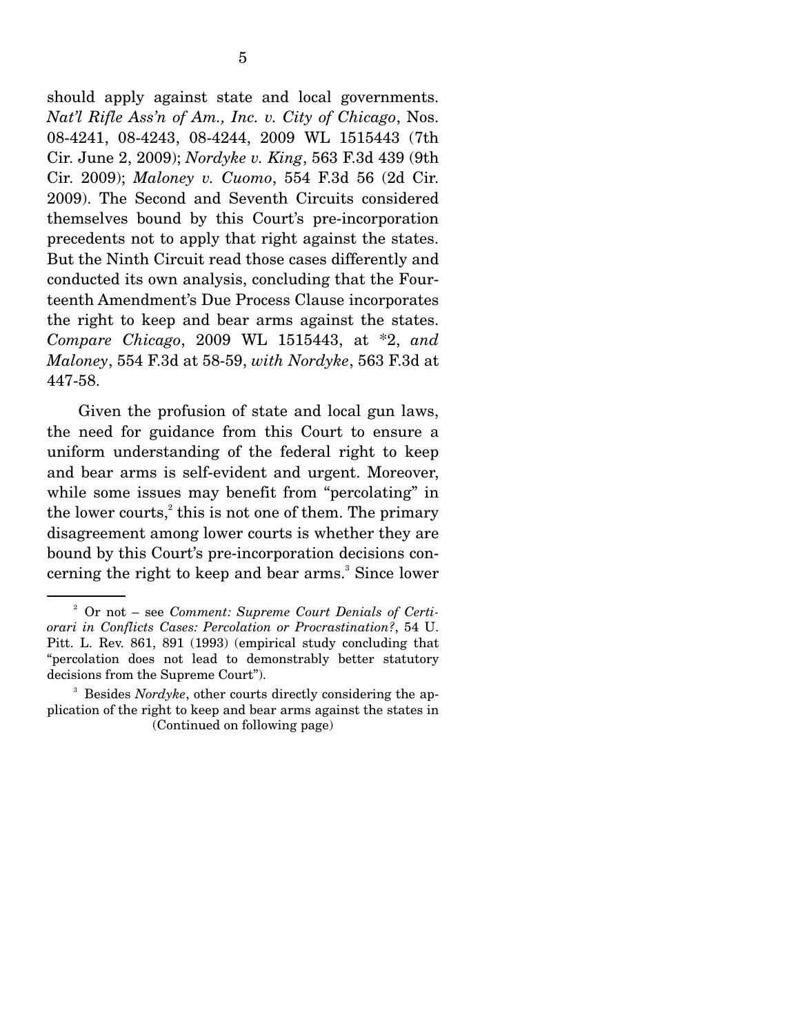should apply against state and local governments. *Nat'l Rifle Ass'n of Am., Inc. v. City of Chicago*, Nos. 08-4241, 08-4243, 08-4244, 2009 WL 1515443 (7th Cir. June 2, 2009); *Nordyke v. King*, 563 F.3d 439 (9th Cir. 2009); *Maloney v. Cuomo*, 554 F.3d 56 (2d Cir. 2009). The Second and Seventh Circuits considered themselves bound by this Court's pre-incorporation precedents not to apply that right against the states. But the Ninth Circuit read those cases differently and conducted its own analysis, concluding that the Fourteenth Amendment's Due Process Clause incorporates the right to keep and bear arms against the states. *Compare Chicago*, 2009 WL 1515443, at *2, *and Maloney*, 554 F.3d at 58-59, *with Nordyke*, 563 F.3d at 447-58.

Given the profusion of state and local gun laws, the need for guidance from this Court to ensure a uniform understanding of the federal right to keep and bear arms is self-evident and urgent. Moreover, while some issues may benefit from "percolating" in the lower courts,[2] this is not one of them. The primary disagreement among lower courts is whether they are bound by this Court's pre-incorporation decisions concerning the right to keep and bear arms.[3] Since lower

---

[2] Or not – see *Comment: Supreme Court Denials of Certiorari in Conflicts Cases: Percolation or Procrastination?*, 54 U. Pitt. L. Rev. 861, 891 (1993) (empirical study concluding that "percolation does not lead to demonstrably better statutory decisions from the Supreme Court").

[3] Besides *Nordyke*, other courts directly considering the application of the right to keep and bear arms against the states in (Continued on following page)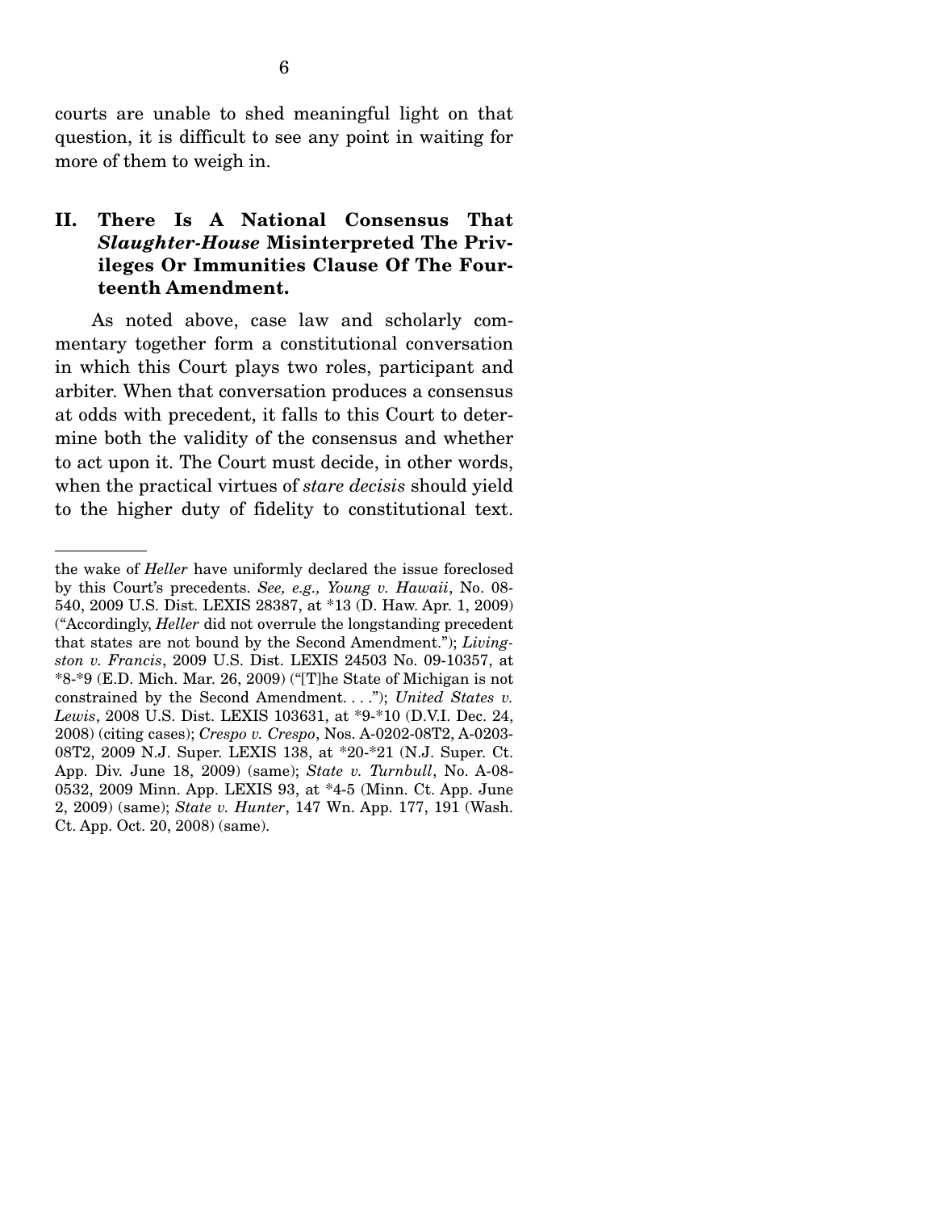courts are unable to shed meaningful light on that question, it is difficult to see any point in waiting for more of them to weigh in.

## II. There Is A National Consensus That *Slaughter-House* Misinterpreted The Privileges Or Immunities Clause Of The Fourteenth Amendment.

As noted above, case law and scholarly commentary together form a constitutional conversation in which this Court plays two roles, participant and arbiter. When that conversation produces a consensus at odds with precedent, it falls to this Court to determine both the validity of the consensus and whether to act upon it. The Court must decide, in other words, when the practical virtues of *stare decisis* should yield to the higher duty of fidelity to constitutional text.

---

the wake of *Heller* have uniformly declared the issue foreclosed by this Court's precedents. *See, e.g., Young v. Hawaii*, No. 08-540, 2009 U.S. Dist. LEXIS 28387, at *13 (D. Haw. Apr. 1, 2009) ("Accordingly, *Heller* did not overrule the longstanding precedent that states are not bound by the Second Amendment."); *Livingston v. Francis*, 2009 U.S. Dist. LEXIS 24503 No. 09-10357, at *8-*9 (E.D. Mich. Mar. 26, 2009) ("[T]he State of Michigan is not constrained by the Second Amendment. . . ."); *United States v. Lewis*, 2008 U.S. Dist. LEXIS 103631, at *9-*10 (D.V.I. Dec. 24, 2008) (citing cases); *Crespo v. Crespo*, Nos. A-0202-08T2, A-0203-08T2, 2009 N.J. Super. LEXIS 138, at *20-*21 (N.J. Super. Ct. App. Div. June 18, 2009) (same); *State v. Turnbull*, No. A-08-0532, 2009 Minn. App. LEXIS 93, at *4-5 (Minn. Ct. App. June 2, 2009) (same); *State v. Hunter*, 147 Wn. App. 177, 191 (Wash. Ct. App. Oct. 20, 2008) (same).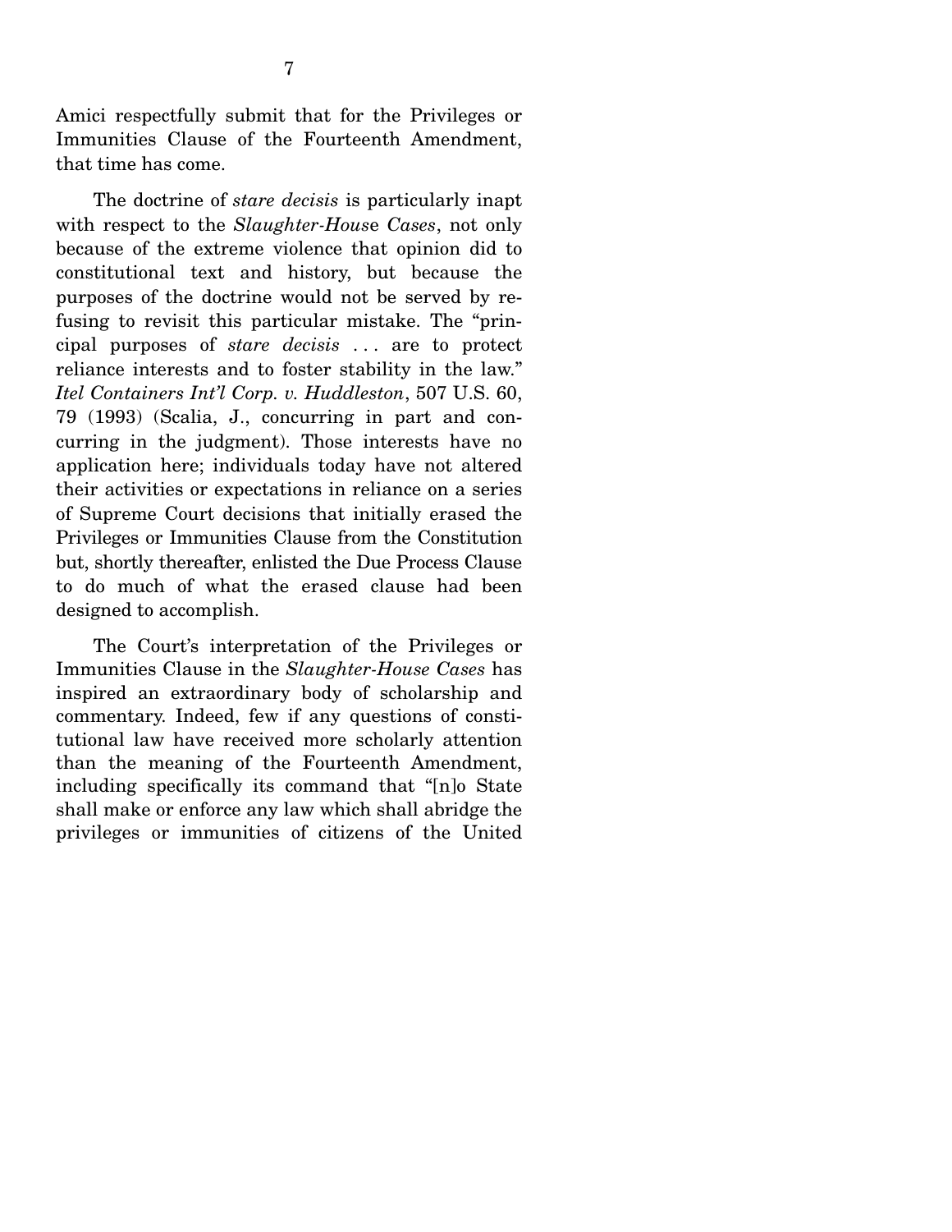Amici respectfully submit that for the Privileges or Immunities Clause of the Fourteenth Amendment, that time has come.

The doctrine of *stare decisis* is particularly inapt with respect to the *Slaughter-House Cases*, not only because of the extreme violence that opinion did to constitutional text and history, but because the purposes of the doctrine would not be served by refusing to revisit this particular mistake. The "principal purposes of *stare decisis* . . . are to protect reliance interests and to foster stability in the law." *Itel Containers Int'l Corp. v. Huddleston*, 507 U.S. 60, 79 (1993) (Scalia, J., concurring in part and concurring in the judgment). Those interests have no application here; individuals today have not altered their activities or expectations in reliance on a series of Supreme Court decisions that initially erased the Privileges or Immunities Clause from the Constitution but, shortly thereafter, enlisted the Due Process Clause to do much of what the erased clause had been designed to accomplish.

The Court's interpretation of the Privileges or Immunities Clause in the *Slaughter-House Cases* has inspired an extraordinary body of scholarship and commentary. Indeed, few if any questions of constitutional law have received more scholarly attention than the meaning of the Fourteenth Amendment, including specifically its command that "[n]o State shall make or enforce any law which shall abridge the privileges or immunities of citizens of the United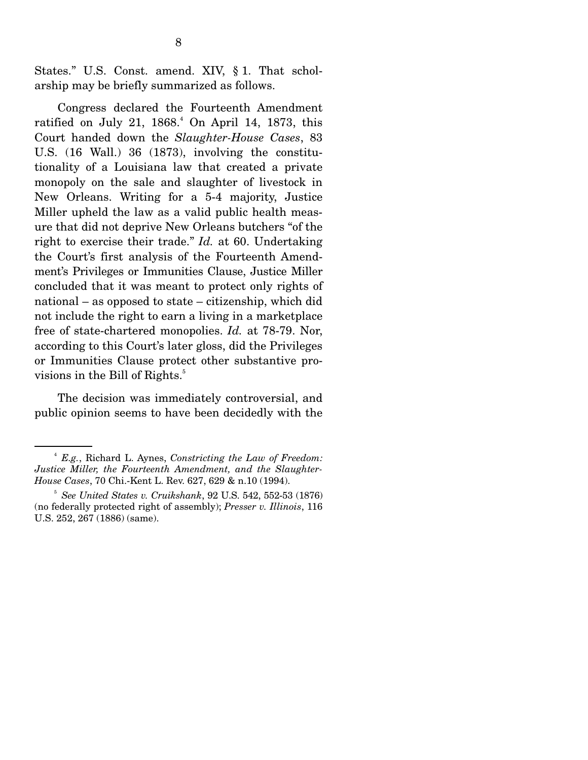States." U.S. Const. amend. XIV, § 1. That scholarship may be briefly summarized as follows.

Congress declared the Fourteenth Amendment ratified on July 21, 1868.[4] On April 14, 1873, this Court handed down the *Slaughter-House Cases*, 83 U.S. (16 Wall.) 36 (1873), involving the constitutionality of a Louisiana law that created a private monopoly on the sale and slaughter of livestock in New Orleans. Writing for a 5-4 majority, Justice Miller upheld the law as a valid public health measure that did not deprive New Orleans butchers "of the right to exercise their trade." *Id.* at 60. Undertaking the Court's first analysis of the Fourteenth Amendment's Privileges or Immunities Clause, Justice Miller concluded that it was meant to protect only rights of national – as opposed to state – citizenship, which did not include the right to earn a living in a marketplace free of state-chartered monopolies. *Id.* at 78-79. Nor, according to this Court's later gloss, did the Privileges or Immunities Clause protect other substantive provisions in the Bill of Rights.[5]

The decision was immediately controversial, and public opinion seems to have been decidedly with the

---

[4] *E.g.*, Richard L. Aynes, *Constricting the Law of Freedom: Justice Miller, the Fourteenth Amendment, and the Slaughter-House Cases*, 70 Chi.-Kent L. Rev. 627, 629 & n.10 (1994).

[5] *See United States v. Cruikshank*, 92 U.S. 542, 552-53 (1876) (no federally protected right of assembly); *Presser v. Illinois*, 116 U.S. 252, 267 (1886) (same).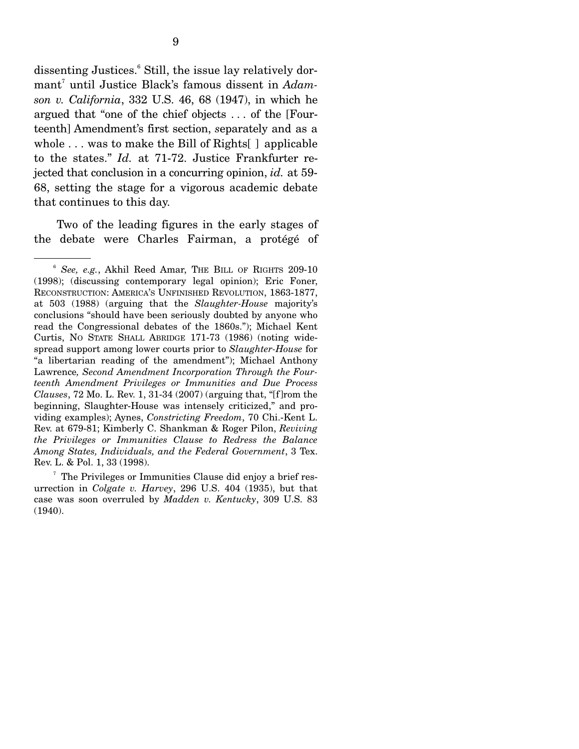dissenting Justices.[6] Still, the issue lay relatively dormant[7] until Justice Black's famous dissent in *Adamson v. California*, 332 U.S. 46, 68 (1947), in which he argued that "one of the chief objects . . . of the [Fourteenth] Amendment's first section, separately and as a whole . . . was to make the Bill of Rights[ ] applicable to the states." *Id.* at 71-72. Justice Frankfurter rejected that conclusion in a concurring opinion, *id.* at 59-68, setting the stage for a vigorous academic debate that continues to this day.

Two of the leading figures in the early stages of the debate were Charles Fairman, a protégé of

---

[6] *See, e.g.*, Akhil Reed Amar, THE BILL OF RIGHTS 209-10 (1998); (discussing contemporary legal opinion); Eric Foner, RECONSTRUCTION: AMERICA'S UNFINISHED REVOLUTION, 1863-1877, at 503 (1988) (arguing that the *Slaughter-House* majority's conclusions "should have been seriously doubted by anyone who read the Congressional debates of the 1860s."); Michael Kent Curtis, NO STATE SHALL ABRIDGE 171-73 (1986) (noting widespread support among lower courts prior to *Slaughter-House* for "a libertarian reading of the amendment"); Michael Anthony Lawrence, *Second Amendment Incorporation Through the Fourteenth Amendment Privileges or Immunities and Due Process Clauses*, 72 Mo. L. Rev. 1, 31-34 (2007) (arguing that, "[f]rom the beginning, Slaughter-House was intensely criticized," and providing examples); Aynes, *Constricting Freedom*, 70 Chi.-Kent L. Rev. at 679-81; Kimberly C. Shankman & Roger Pilon, *Reviving the Privileges or Immunities Clause to Redress the Balance Among States, Individuals, and the Federal Government*, 3 Tex. Rev. L. & Pol. 1, 33 (1998).

[7] The Privileges or Immunities Clause did enjoy a brief resurrection in *Colgate v. Harvey*, 296 U.S. 404 (1935), but that case was soon overruled by *Madden v. Kentucky*, 309 U.S. 83 (1940).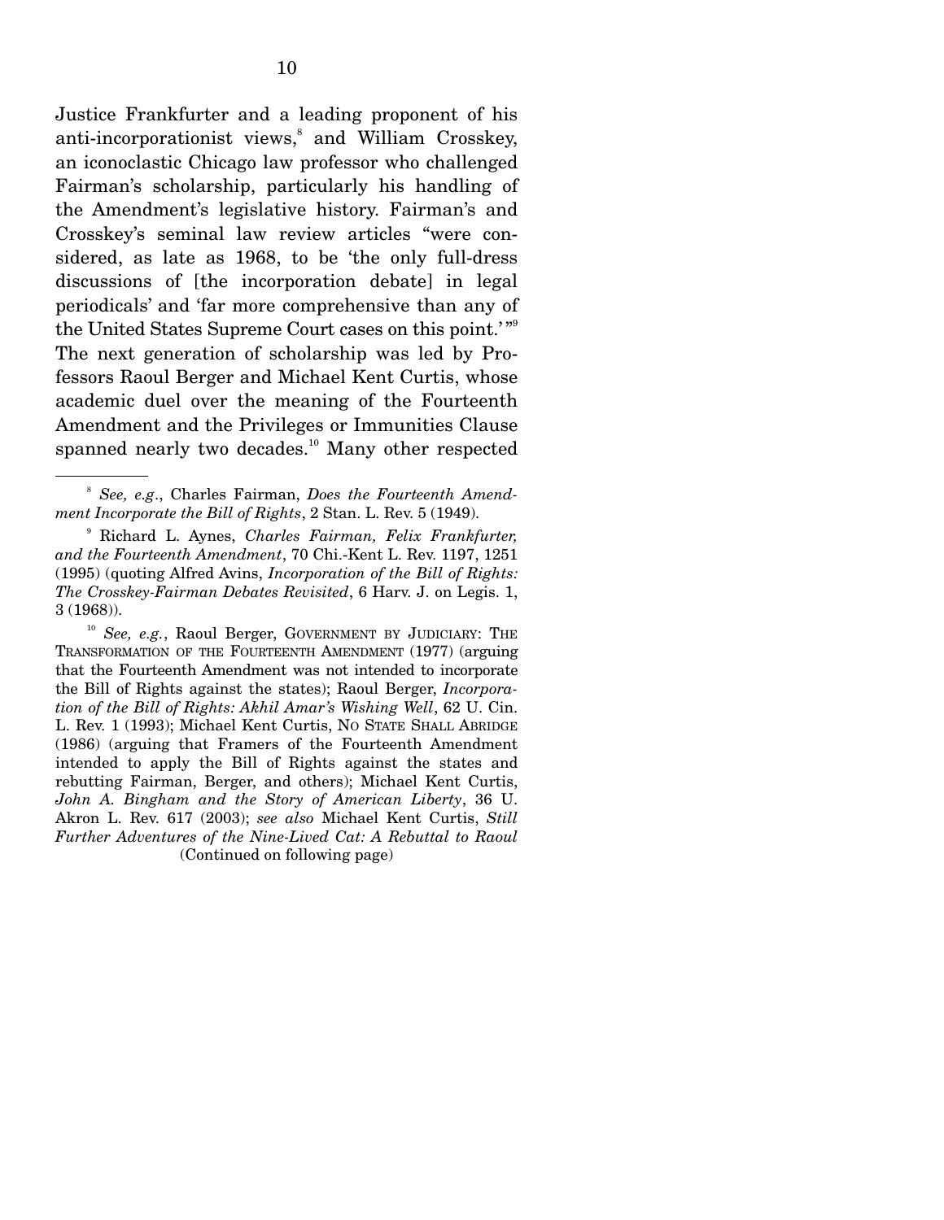Justice Frankfurter and a leading proponent of his anti-incorporationist views,[8] and William Crosskey, an iconoclastic Chicago law professor who challenged Fairman's scholarship, particularly his handling of the Amendment's legislative history. Fairman's and Crosskey's seminal law review articles "were considered, as late as 1968, to be 'the only full-dress discussions of [the incorporation debate] in legal periodicals' and 'far more comprehensive than any of the United States Supreme Court cases on this point.'"[9] The next generation of scholarship was led by Professors Raoul Berger and Michael Kent Curtis, whose academic duel over the meaning of the Fourteenth Amendment and the Privileges or Immunities Clause spanned nearly two decades.[10] Many other respected

---

[8] *See, e.g.*, Charles Fairman, *Does the Fourteenth Amendment Incorporate the Bill of Rights*, 2 Stan. L. Rev. 5 (1949).

[9] Richard L. Aynes, *Charles Fairman, Felix Frankfurter, and the Fourteenth Amendment*, 70 Chi.-Kent L. Rev. 1197, 1251 (1995) (quoting Alfred Avins, *Incorporation of the Bill of Rights: The Crosskey-Fairman Debates Revisited*, 6 Harv. J. on Legis. 1, 3 (1968)).

[10] *See, e.g.*, Raoul Berger, GOVERNMENT BY JUDICIARY: THE TRANSFORMATION OF THE FOURTEENTH AMENDMENT (1977) (arguing that the Fourteenth Amendment was not intended to incorporate the Bill of Rights against the states); Raoul Berger, *Incorporation of the Bill of Rights: Akhil Amar's Wishing Well*, 62 U. Cin. L. Rev. 1 (1993); Michael Kent Curtis, NO STATE SHALL ABRIDGE (1986) (arguing that Framers of the Fourteenth Amendment intended to apply the Bill of Rights against the states and rebutting Fairman, Berger, and others); Michael Kent Curtis, *John A. Bingham and the Story of American Liberty*, 36 U. Akron L. Rev. 617 (2003); *see also* Michael Kent Curtis, *Still Further Adventures of the Nine-Lived Cat: A Rebuttal to Raoul*

(Continued on following page)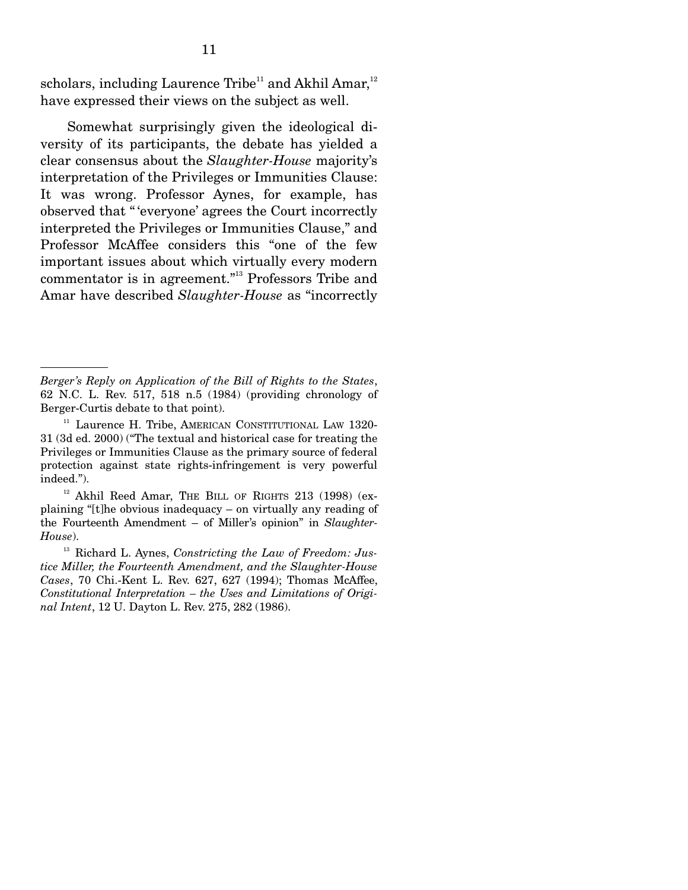scholars, including Laurence Tribe[11] and Akhil Amar,[12] have expressed their views on the subject as well.

Somewhat surprisingly given the ideological diversity of its participants, the debate has yielded a clear consensus about the *Slaughter-House* majority's interpretation of the Privileges or Immunities Clause: It was wrong. Professor Aynes, for example, has observed that "'everyone' agrees the Court incorrectly interpreted the Privileges or Immunities Clause," and Professor McAffee considers this "one of the few important issues about which virtually every modern commentator is in agreement."[13] Professors Tribe and Amar have described *Slaughter-House* as "incorrectly

---

*Berger's Reply on Application of the Bill of Rights to the States*, 62 N.C. L. Rev. 517, 518 n.5 (1984) (providing chronology of Berger-Curtis debate to that point).

[11] Laurence H. Tribe, AMERICAN CONSTITUTIONAL LAW 1320-31 (3d ed. 2000) ("The textual and historical case for treating the Privileges or Immunities Clause as the primary source of federal protection against state rights-infringement is very powerful indeed.").

[12] Akhil Reed Amar, THE BILL OF RIGHTS 213 (1998) (explaining "[t]he obvious inadequacy – on virtually any reading of the Fourteenth Amendment – of Miller's opinion" in *Slaughter-House*).

[13] Richard L. Aynes, *Constricting the Law of Freedom: Justice Miller, the Fourteenth Amendment, and the Slaughter-House Cases*, 70 Chi.-Kent L. Rev. 627, 627 (1994); Thomas McAffee, *Constitutional Interpretation – the Uses and Limitations of Original Intent*, 12 U. Dayton L. Rev. 275, 282 (1986).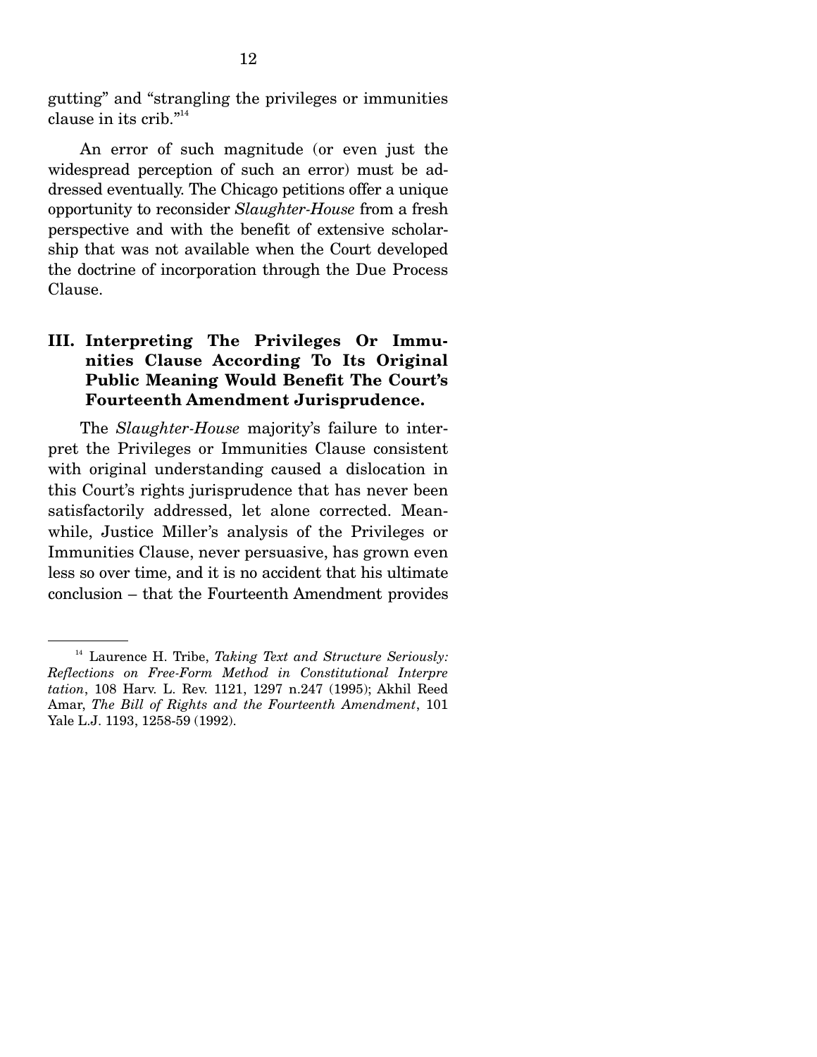gutting" and "strangling the privileges or immunities clause in its crib."[14]

An error of such magnitude (or even just the widespread perception of such an error) must be addressed eventually. The Chicago petitions offer a unique opportunity to reconsider *Slaughter-House* from a fresh perspective and with the benefit of extensive scholarship that was not available when the Court developed the doctrine of incorporation through the Due Process Clause.

### III. Interpreting The Privileges Or Immunities Clause According To Its Original Public Meaning Would Benefit The Court's Fourteenth Amendment Jurisprudence.

The *Slaughter-House* majority's failure to interpret the Privileges or Immunities Clause consistent with original understanding caused a dislocation in this Court's rights jurisprudence that has never been satisfactorily addressed, let alone corrected. Meanwhile, Justice Miller's analysis of the Privileges or Immunities Clause, never persuasive, has grown even less so over time, and it is no accident that his ultimate conclusion – that the Fourteenth Amendment provides

---

[14] Laurence H. Tribe, *Taking Text and Structure Seriously: Reflections on Free-Form Method in Constitutional Interpretation*, 108 Harv. L. Rev. 1121, 1297 n.247 (1995); Akhil Reed Amar, *The Bill of Rights and the Fourteenth Amendment*, 101 Yale L.J. 1193, 1258-59 (1992).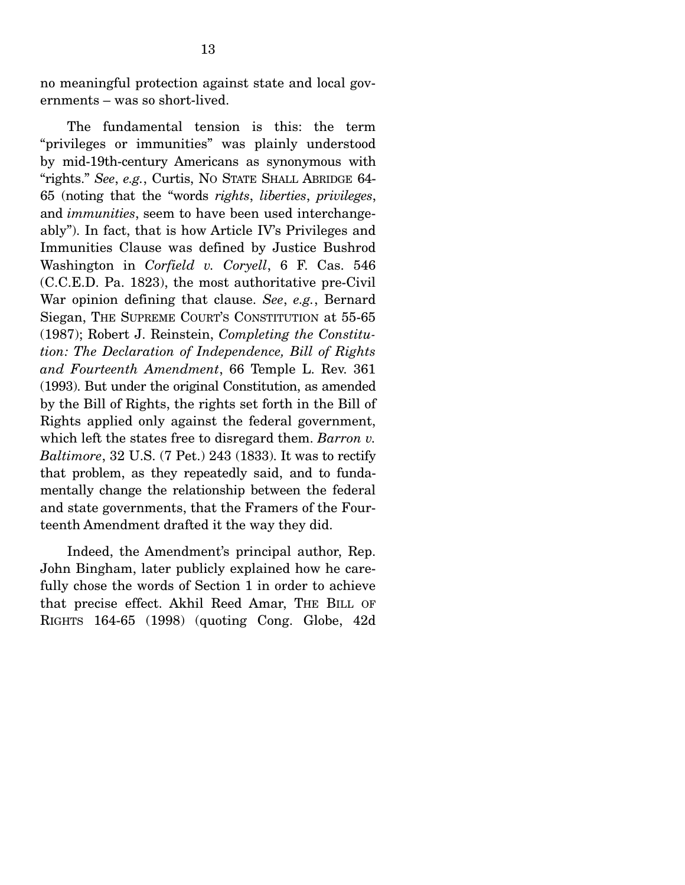no meaningful protection against state and local governments – was so short-lived.

The fundamental tension is this: the term "privileges or immunities" was plainly understood by mid-19th-century Americans as synonymous with "rights." *See*, *e.g.*, Curtis, NO STATE SHALL ABRIDGE 64-65 (noting that the "words *rights*, *liberties*, *privileges*, and *immunities*, seem to have been used interchangeably"). In fact, that is how Article IV's Privileges and Immunities Clause was defined by Justice Bushrod Washington in *Corfield v. Coryell*, 6 F. Cas. 546 (C.C.E.D. Pa. 1823), the most authoritative pre-Civil War opinion defining that clause. *See*, *e.g.*, Bernard Siegan, THE SUPREME COURT'S CONSTITUTION at 55-65 (1987); Robert J. Reinstein, *Completing the Constitution: The Declaration of Independence, Bill of Rights and Fourteenth Amendment*, 66 Temple L. Rev. 361 (1993). But under the original Constitution, as amended by the Bill of Rights, the rights set forth in the Bill of Rights applied only against the federal government, which left the states free to disregard them. *Barron v. Baltimore*, 32 U.S. (7 Pet.) 243 (1833). It was to rectify that problem, as they repeatedly said, and to fundamentally change the relationship between the federal and state governments, that the Framers of the Fourteenth Amendment drafted it the way they did.

Indeed, the Amendment's principal author, Rep. John Bingham, later publicly explained how he carefully chose the words of Section 1 in order to achieve that precise effect. Akhil Reed Amar, THE BILL OF RIGHTS 164-65 (1998) (quoting Cong. Globe, 42d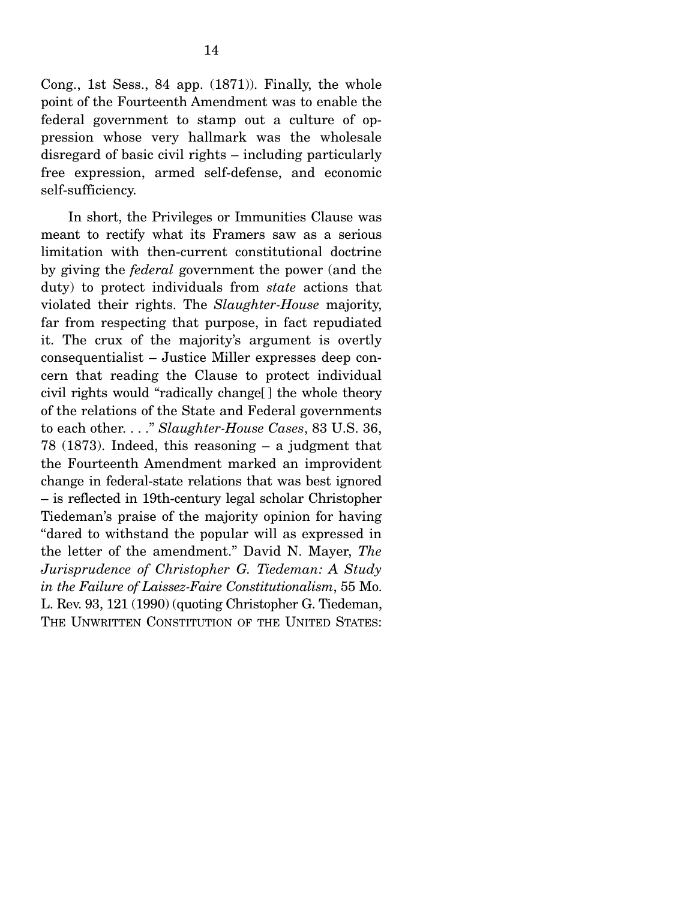Cong., 1st Sess., 84 app. (1871)). Finally, the whole point of the Fourteenth Amendment was to enable the federal government to stamp out a culture of oppression whose very hallmark was the wholesale disregard of basic civil rights – including particularly free expression, armed self-defense, and economic self-sufficiency.

In short, the Privileges or Immunities Clause was meant to rectify what its Framers saw as a serious limitation with then-current constitutional doctrine by giving the *federal* government the power (and the duty) to protect individuals from *state* actions that violated their rights. The *Slaughter-House* majority, far from respecting that purpose, in fact repudiated it. The crux of the majority's argument is overtly consequentialist – Justice Miller expresses deep concern that reading the Clause to protect individual civil rights would "radically change[ ] the whole theory of the relations of the State and Federal governments to each other. . . ." *Slaughter-House Cases*, 83 U.S. 36, 78 (1873). Indeed, this reasoning – a judgment that the Fourteenth Amendment marked an improvident change in federal-state relations that was best ignored – is reflected in 19th-century legal scholar Christopher Tiedeman's praise of the majority opinion for having "dared to withstand the popular will as expressed in the letter of the amendment." David N. Mayer, *The Jurisprudence of Christopher G. Tiedeman: A Study in the Failure of Laissez-Faire Constitutionalism*, 55 Mo. L. Rev. 93, 121 (1990) (quoting Christopher G. Tiedeman, THE UNWRITTEN CONSTITUTION OF THE UNITED STATES: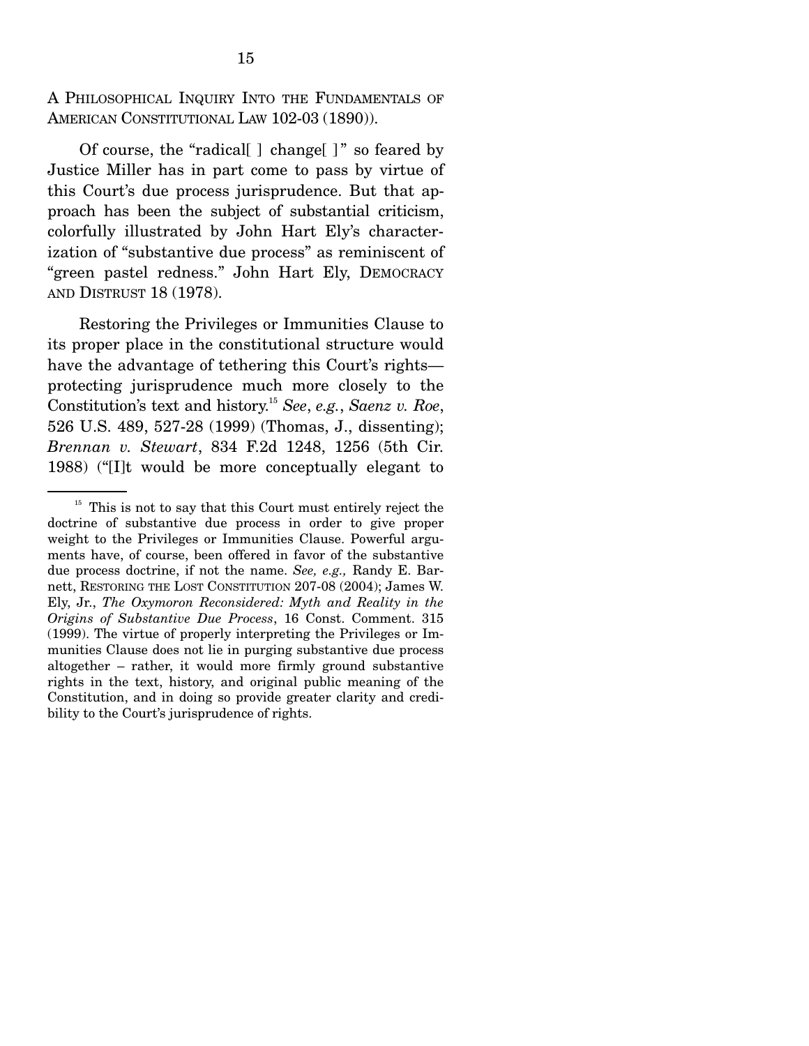A PHILOSOPHICAL INQUIRY INTO THE FUNDAMENTALS OF AMERICAN CONSTITUTIONAL LAW 102-03 (1890)).

Of course, the "radical[ ] change[ ]" so feared by Justice Miller has in part come to pass by virtue of this Court's due process jurisprudence. But that approach has been the subject of substantial criticism, colorfully illustrated by John Hart Ely's characterization of "substantive due process" as reminiscent of "green pastel redness." John Hart Ely, DEMOCRACY AND DISTRUST 18 (1978).

Restoring the Privileges or Immunities Clause to its proper place in the constitutional structure would have the advantage of tethering this Court's rights—protecting jurisprudence much more closely to the Constitution's text and history.[15] *See*, *e.g.*, *Saenz v. Roe*, 526 U.S. 489, 527-28 (1999) (Thomas, J., dissenting); *Brennan v. Stewart*, 834 F.2d 1248, 1256 (5th Cir. 1988) ("[I]t would be more conceptually elegant to

---

[15] This is not to say that this Court must entirely reject the doctrine of substantive due process in order to give proper weight to the Privileges or Immunities Clause. Powerful arguments have, of course, been offered in favor of the substantive due process doctrine, if not the name. *See, e.g.,* Randy E. Barnett, RESTORING THE LOST CONSTITUTION 207-08 (2004); James W. Ely, Jr., *The Oxymoron Reconsidered: Myth and Reality in the Origins of Substantive Due Process*, 16 Const. Comment. 315 (1999). The virtue of properly interpreting the Privileges or Immunities Clause does not lie in purging substantive due process altogether – rather, it would more firmly ground substantive rights in the text, history, and original public meaning of the Constitution, and in doing so provide greater clarity and credibility to the Court's jurisprudence of rights.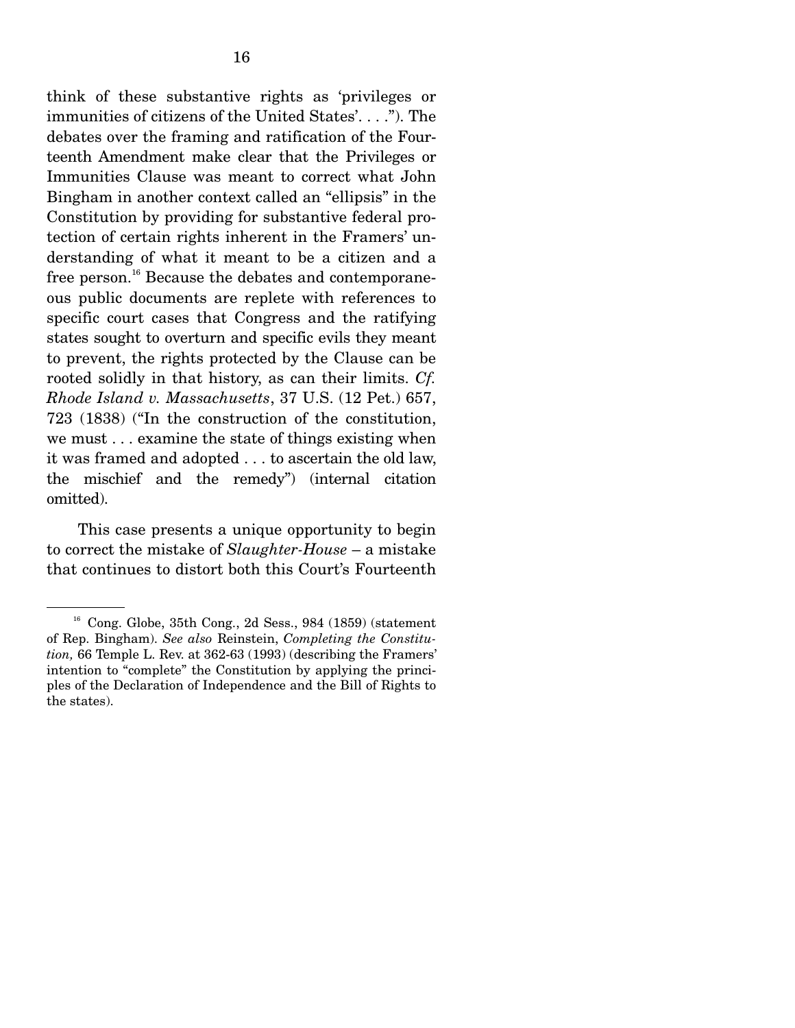think of these substantive rights as 'privileges or immunities of citizens of the United States'. . . ."). The debates over the framing and ratification of the Fourteenth Amendment make clear that the Privileges or Immunities Clause was meant to correct what John Bingham in another context called an "ellipsis" in the Constitution by providing for substantive federal protection of certain rights inherent in the Framers' understanding of what it meant to be a citizen and a free person.[16] Because the debates and contemporaneous public documents are replete with references to specific court cases that Congress and the ratifying states sought to overturn and specific evils they meant to prevent, the rights protected by the Clause can be rooted solidly in that history, as can their limits. *Cf. Rhode Island v. Massachusetts*, 37 U.S. (12 Pet.) 657, 723 (1838) ("In the construction of the constitution, we must . . . examine the state of things existing when it was framed and adopted . . . to ascertain the old law, the mischief and the remedy") (internal citation omitted).

This case presents a unique opportunity to begin to correct the mistake of *Slaughter-House* – a mistake that continues to distort both this Court's Fourteenth

---

[16] Cong. Globe, 35th Cong., 2d Sess., 984 (1859) (statement of Rep. Bingham). *See also* Reinstein, *Completing the Constitution,* 66 Temple L. Rev. at 362-63 (1993) (describing the Framers' intention to "complete" the Constitution by applying the principles of the Declaration of Independence and the Bill of Rights to the states).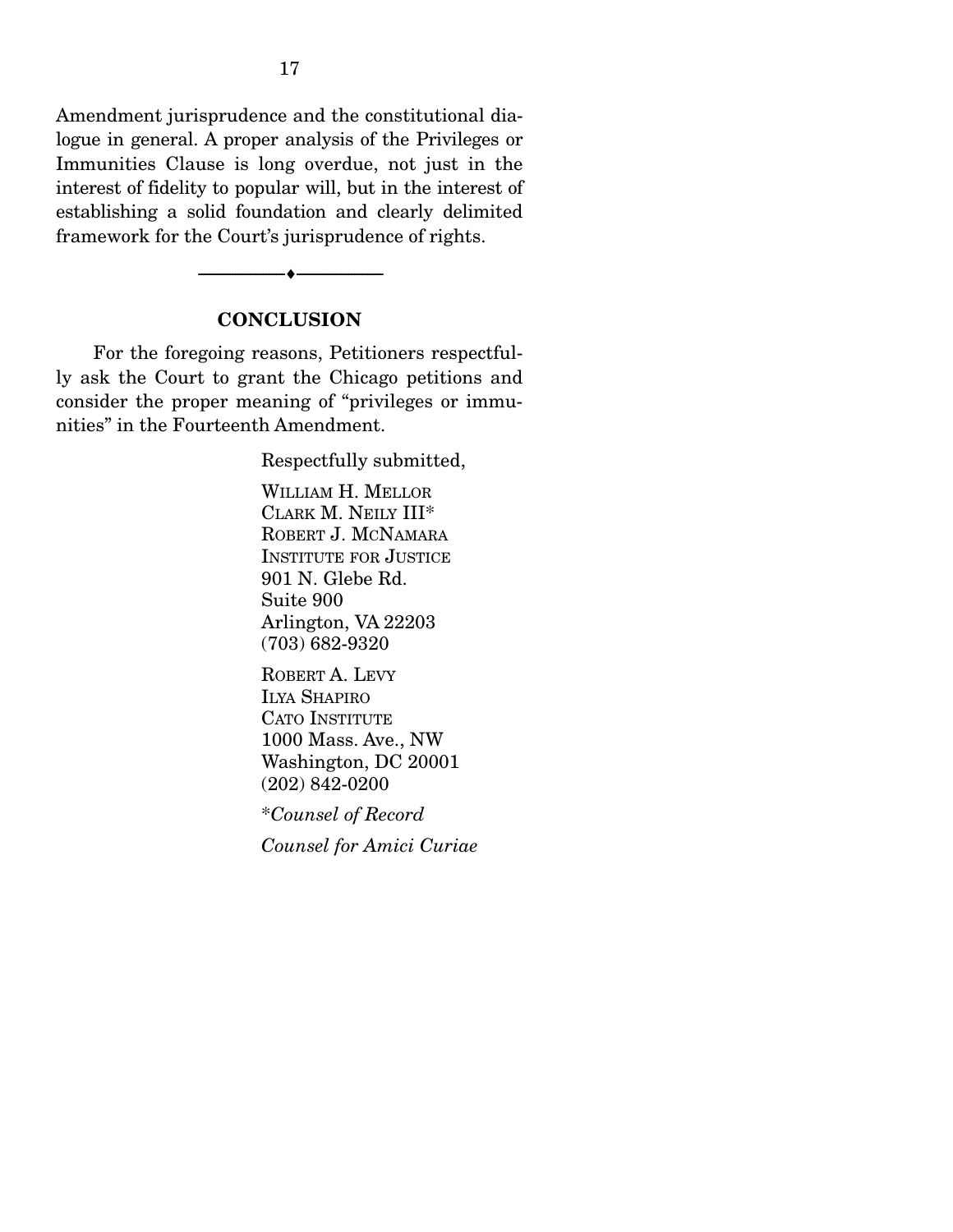Amendment jurisprudence and the constitutional dialogue in general. A proper analysis of the Privileges or Immunities Clause is long overdue, not just in the interest of fidelity to popular will, but in the interest of establishing a solid foundation and clearly delimited framework for the Court's jurisprudence of rights.

---

## CONCLUSION

For the foregoing reasons, Petitioners respectfully ask the Court to grant the Chicago petitions and consider the proper meaning of "privileges or immunities" in the Fourteenth Amendment.

Respectfully submitted,

WILLIAM H. MELLOR
CLARK M. NEILY III*
ROBERT J. MCNAMARA
INSTITUTE FOR JUSTICE
901 N. Glebe Rd.
Suite 900
Arlington, VA 22203
(703) 682-9320

ROBERT A. LEVY
ILYA SHAPIRO
CATO INSTITUTE
1000 Mass. Ave., NW
Washington, DC 20001
(202) 842-0200

**Counsel of Record*

*Counsel for Amici Curiae*